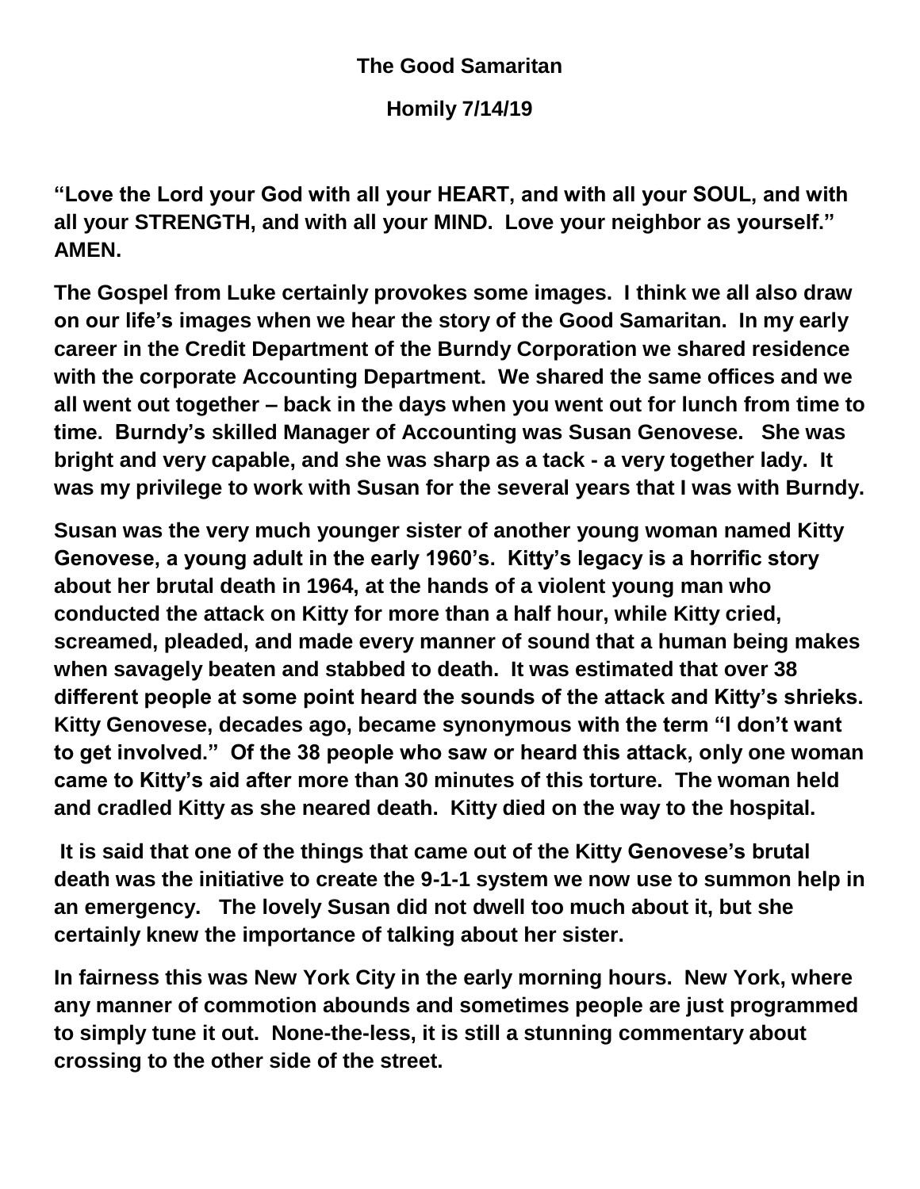**The Good Samaritan**

**Homily 7/14/19**

**"Love the Lord your God with all your HEART, and with all your SOUL, and with all your STRENGTH, and with all your MIND. Love your neighbor as yourself." AMEN.**

**The Gospel from Luke certainly provokes some images. I think we all also draw on our life's images when we hear the story of the Good Samaritan. In my early career in the Credit Department of the Burndy Corporation we shared residence with the corporate Accounting Department. We shared the same offices and we all went out together – back in the days when you went out for lunch from time to time. Burndy's skilled Manager of Accounting was Susan Genovese. She was bright and very capable, and she was sharp as a tack - a very together lady. It was my privilege to work with Susan for the several years that I was with Burndy.**

**Susan was the very much younger sister of another young woman named Kitty Genovese, a young adult in the early 1960's. Kitty's legacy is a horrific story about her brutal death in 1964, at the hands of a violent young man who conducted the attack on Kitty for more than a half hour, while Kitty cried, screamed, pleaded, and made every manner of sound that a human being makes when savagely beaten and stabbed to death. It was estimated that over 38 different people at some point heard the sounds of the attack and Kitty's shrieks. Kitty Genovese, decades ago, became synonymous with the term "I don't want to get involved." Of the 38 people who saw or heard this attack, only one woman came to Kitty's aid after more than 30 minutes of this torture. The woman held and cradled Kitty as she neared death. Kitty died on the way to the hospital.**

**It is said that one of the things that came out of the Kitty Genovese's brutal death was the initiative to create the 9-1-1 system we now use to summon help in an emergency. The lovely Susan did not dwell too much about it, but she certainly knew the importance of talking about her sister.**

**In fairness this was New York City in the early morning hours. New York, where any manner of commotion abounds and sometimes people are just programmed to simply tune it out. None-the-less, it is still a stunning commentary about crossing to the other side of the street.**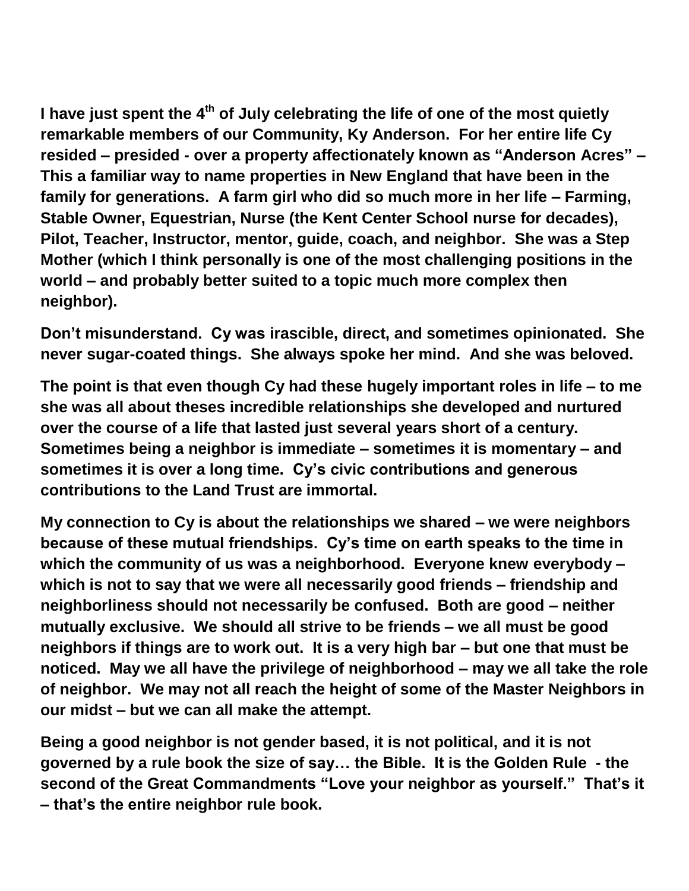**I have just spent the 4th of July celebrating the life of one of the most quietly remarkable members of our Community, Ky Anderson. For her entire life Cy resided – presided - over a property affectionately known as "Anderson Acres" – This a familiar way to name properties in New England that have been in the family for generations. A farm girl who did so much more in her life – Farming, Stable Owner, Equestrian, Nurse (the Kent Center School nurse for decades), Pilot, Teacher, Instructor, mentor, guide, coach, and neighbor. She was a Step Mother (which I think personally is one of the most challenging positions in the world – and probably better suited to a topic much more complex then neighbor).**

**Don't misunderstand. Cy was irascible, direct, and sometimes opinionated. She never sugar-coated things. She always spoke her mind. And she was beloved.**

**The point is that even though Cy had these hugely important roles in life – to me she was all about theses incredible relationships she developed and nurtured over the course of a life that lasted just several years short of a century. Sometimes being a neighbor is immediate – sometimes it is momentary – and sometimes it is over a long time. Cy's civic contributions and generous contributions to the Land Trust are immortal.**

**My connection to Cy is about the relationships we shared – we were neighbors because of these mutual friendships. Cy's time on earth speaks to the time in which the community of us was a neighborhood. Everyone knew everybody – which is not to say that we were all necessarily good friends – friendship and neighborliness should not necessarily be confused. Both are good – neither mutually exclusive. We should all strive to be friends – we all must be good neighbors if things are to work out. It is a very high bar – but one that must be noticed. May we all have the privilege of neighborhood – may we all take the role of neighbor. We may not all reach the height of some of the Master Neighbors in our midst – but we can all make the attempt.**

**Being a good neighbor is not gender based, it is not political, and it is not governed by a rule book the size of say… the Bible. It is the Golden Rule - the second of the Great Commandments "Love your neighbor as yourself." That's it – that's the entire neighbor rule book.**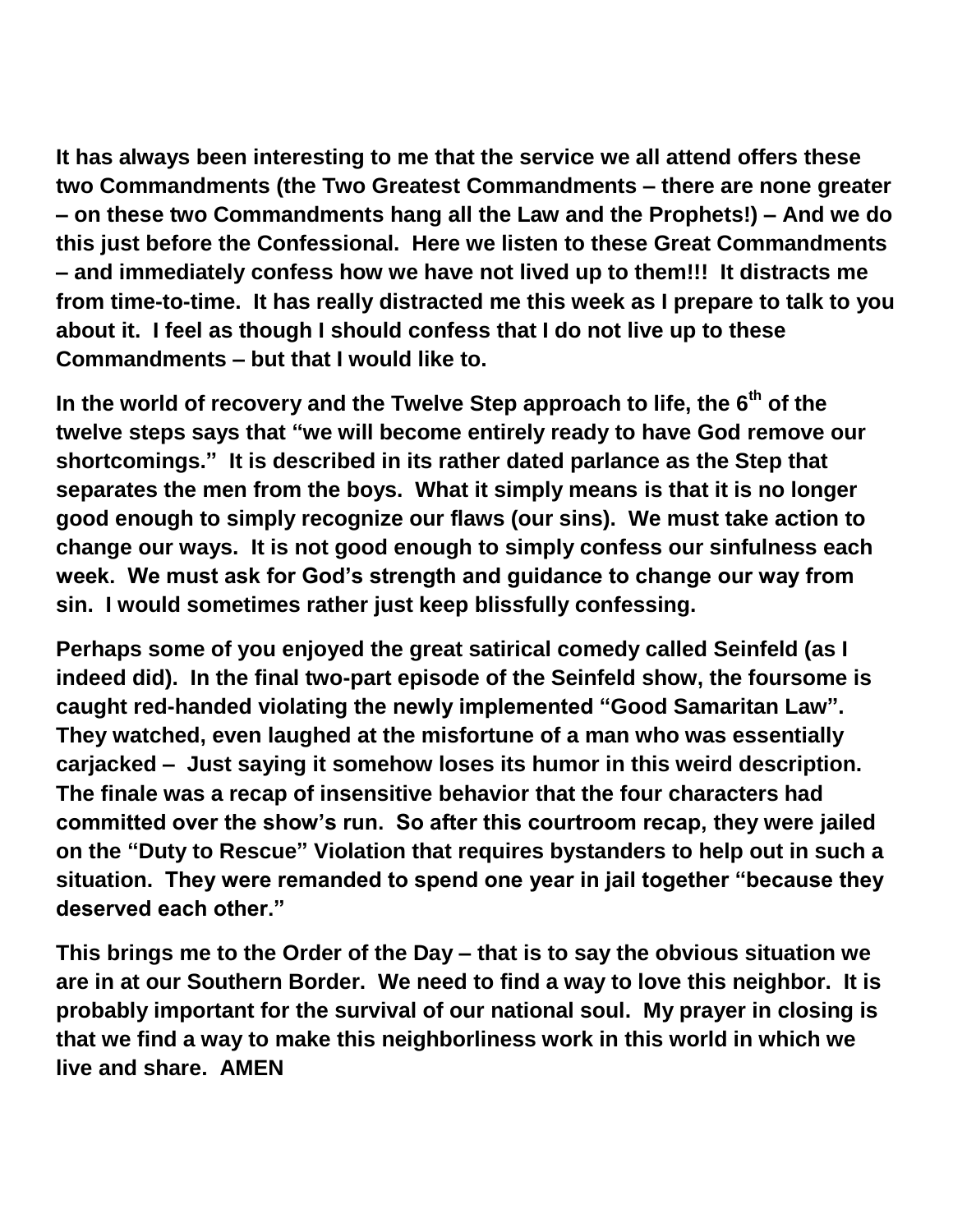**It has always been interesting to me that the service we all attend offers these two Commandments (the Two Greatest Commandments – there are none greater – on these two Commandments hang all the Law and the Prophets!) – And we do this just before the Confessional. Here we listen to these Great Commandments – and immediately confess how we have not lived up to them!!! It distracts me from time-to-time. It has really distracted me this week as I prepare to talk to you about it. I feel as though I should confess that I do not live up to these Commandments – but that I would like to.**

**In the world of recovery and the Twelve Step approach to life, the 6th of the twelve steps says that "we will become entirely ready to have God remove our shortcomings." It is described in its rather dated parlance as the Step that separates the men from the boys. What it simply means is that it is no longer good enough to simply recognize our flaws (our sins). We must take action to change our ways. It is not good enough to simply confess our sinfulness each week. We must ask for God's strength and guidance to change our way from sin. I would sometimes rather just keep blissfully confessing.**

**Perhaps some of you enjoyed the great satirical comedy called Seinfeld (as I indeed did). In the final two-part episode of the Seinfeld show, the foursome is caught red-handed violating the newly implemented "Good Samaritan Law". They watched, even laughed at the misfortune of a man who was essentially carjacked – Just saying it somehow loses its humor in this weird description. The finale was a recap of insensitive behavior that the four characters had committed over the show's run. So after this courtroom recap, they were jailed on the "Duty to Rescue" Violation that requires bystanders to help out in such a situation. They were remanded to spend one year in jail together "because they deserved each other."**

**This brings me to the Order of the Day – that is to say the obvious situation we are in at our Southern Border. We need to find a way to love this neighbor. It is probably important for the survival of our national soul. My prayer in closing is that we find a way to make this neighborliness work in this world in which we live and share. AMEN**